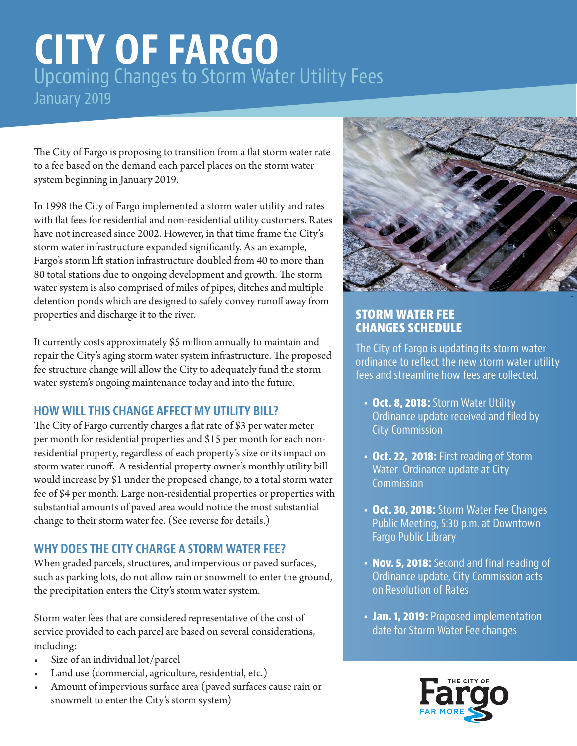# CITY OF FARGO

## Upcoming Changes to Storm Water Utility Fees

January 2019

The City of Fargo is proposing to transition from a flat storm water rate to a fee based on the demand each parcel places on the storm water system beginning in January 2019.

In 1998 the City of Fargo implemented a storm water utility and rates with flat fees for residential and non-residential utility customers. Rates have not increased since 2002. However, in that time frame the City's storm water infrastructure expanded significantly. As an example, Fargo's storm lift station infrastructure doubled from 40 to more than 80 total stations due to ongoing development and growth. The storm water system is also comprised of miles of pipes, ditches and multiple detention ponds which are designed to safely convey runoff away from properties and discharge it to the river.

It currently costs approximately $5 million annually to maintain and repair the City's aging storm water system infrastructure. The proposed fee structure change will allow the City to adequately fund the storm water system's ongoing maintenance today and into the future.

### HOW WILL THIS CHANGE AFFECT MY UTILITY BILL?

The City of Fargo currently charges a flat rate of $3 per water meter per month for residential properties and $15 per month for each non-residential property, regardless of each property's size or its impact on storm water runoff. A residential property owner's monthly utility bill would increase by $1 under the proposed change, to a total storm water fee of $4 per month. Large non-residential properties or properties with substantial amounts of paved area would notice the most substantial change to their storm water fee. (See reverse for details.)

### WHY DOES THE CITY CHARGE A STORM WATER FEE?

When graded parcels, structures, and impervious or paved surfaces, such as parking lots, do not allow rain or snowmelt to enter the ground, the precipitation enters the City's storm water system.

Storm water fees that are considered representative of the cost of service provided to each parcel are based on several considerations, including:

- Size of an individual lot/parcel
- Land use (commercial, agriculture, residential, etc.)
- Amount of impervious surface area (paved surfaces cause rain or snowmelt to enter the City's storm system)

### STORM WATER FEE CHANGES SCHEDULE

The City of Fargo is updating its storm water ordinance to reflect the new storm water utility fees and streamline how fees are collected.

- **Oct. 8, 2018:** Storm Water Utility Ordinance update received and filed by City Commission
- **Oct. 22, 2018:** First reading of Storm Water Ordinance update at City Commission
- **Oct. 30, 2018:** Storm Water Fee Changes Public Meeting, 5:30 p.m. at Downtown Fargo Public Library
- **Nov. 5, 2018:** Second and final reading of Ordinance update, City Commission acts on Resolution of Rates
- **Jan. 1, 2019:** Proposed implementation date for Storm Water Fee changes

THE CITY OF Fargo FAR MORE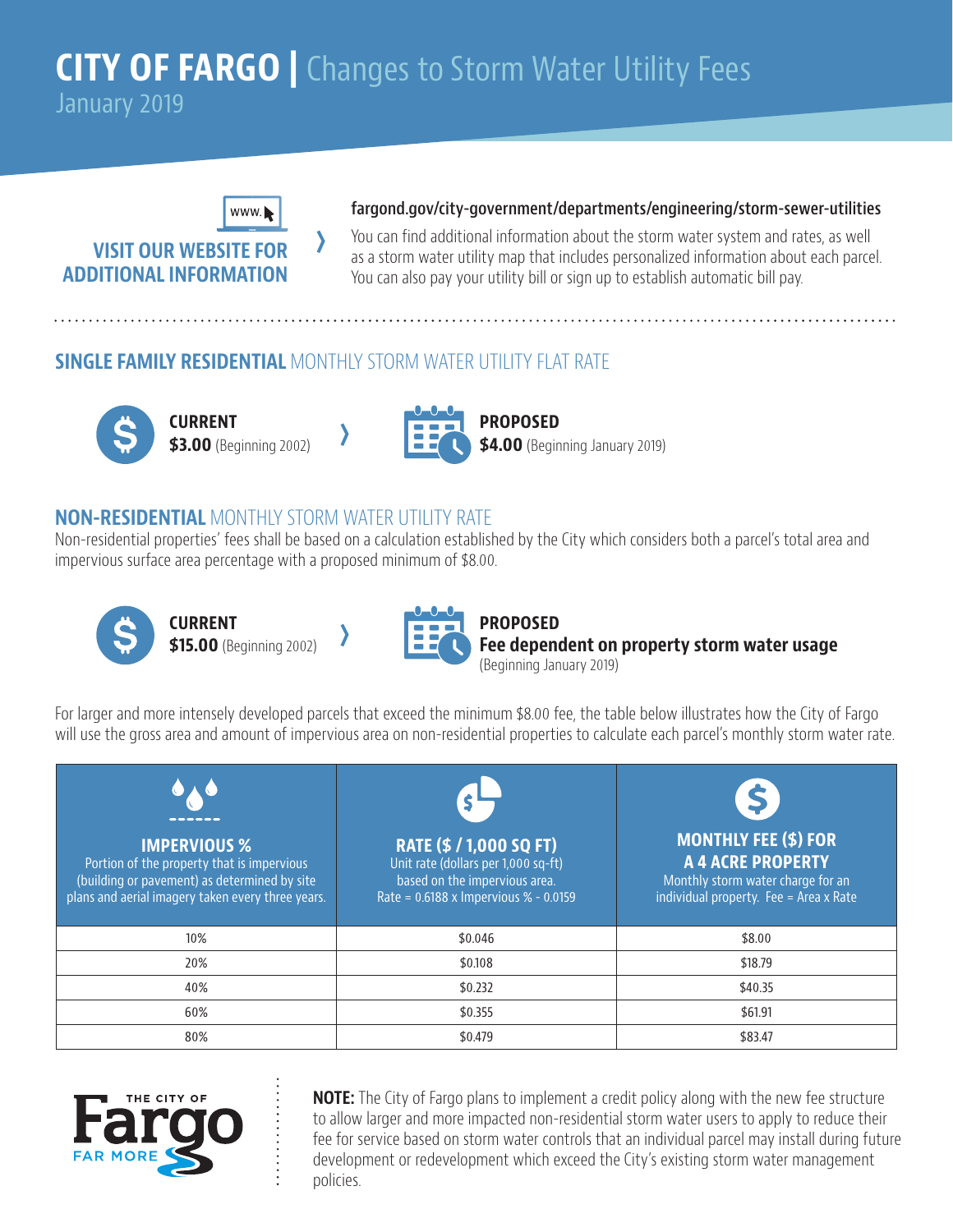# CITY OF FARGO | Changes to Storm Water Utility Fees

January 2019

**VISIT OUR WEBSITE FOR ADDITIONAL INFORMATION**

**fargond.gov/city-government/departments/engineering/storm-sewer-utilities**

You can find additional information about the storm water system and rates, as well as a storm water utility map that includes personalized information about each parcel. You can also pay your utility bill or sign up to establish automatic bill pay.

## SINGLE FAMILY RESIDENTIAL MONTHLY STORM WATER UTILITY FLAT RATE

**CURRENT**
**$3.00** (Beginning 2002)

**PROPOSED**
**$4.00** (Beginning January 2019)

## NON-RESIDENTIAL MONTHLY STORM WATER UTILITY RATE

Non-residential properties' fees shall be based on a calculation established by the City which considers both a parcel's total area and impervious surface area percentage with a proposed minimum of $8.00.

**CURRENT**
**$15.00** (Beginning 2002)

**PROPOSED**
**Fee dependent on property storm water usage**
(Beginning January 2019)

For larger and more intensely developed parcels that exceed the minimum $8.00 fee, the table below illustrates how the City of Fargo will use the gross area and amount of impervious area on non-residential properties to calculate each parcel's monthly storm water rate.

| **IMPERVIOUS %** Portion of the property that is impervious (building or pavement) as determined by site plans and aerial imagery taken every three years. | **RATE ($ / 1,000 SQ FT)** Unit rate (dollars per 1,000 sq-ft) based on the impervious area. Rate = 0.6188 x Impervious % - 0.0159 | **MONTHLY FEE ($) FOR A 4 ACRE PROPERTY** Monthly storm water charge for an individual property. Fee = Area x Rate |
|---|---|---|
| 10% | $0.046 | $8.00 |
| 20% | $0.108 | $18.79 |
| 40% | $0.232 | $40.35 |
| 60% | $0.355 | $61.91 |
| 80% | $0.479 | $83.47 |

THE CITY OF Fargo FAR MORE

**NOTE:** The City of Fargo plans to implement a credit policy along with the new fee structure to allow larger and more impacted non-residential storm water users to apply to reduce their fee for service based on storm water controls that an individual parcel may install during future development or redevelopment which exceed the City's existing storm water management policies.